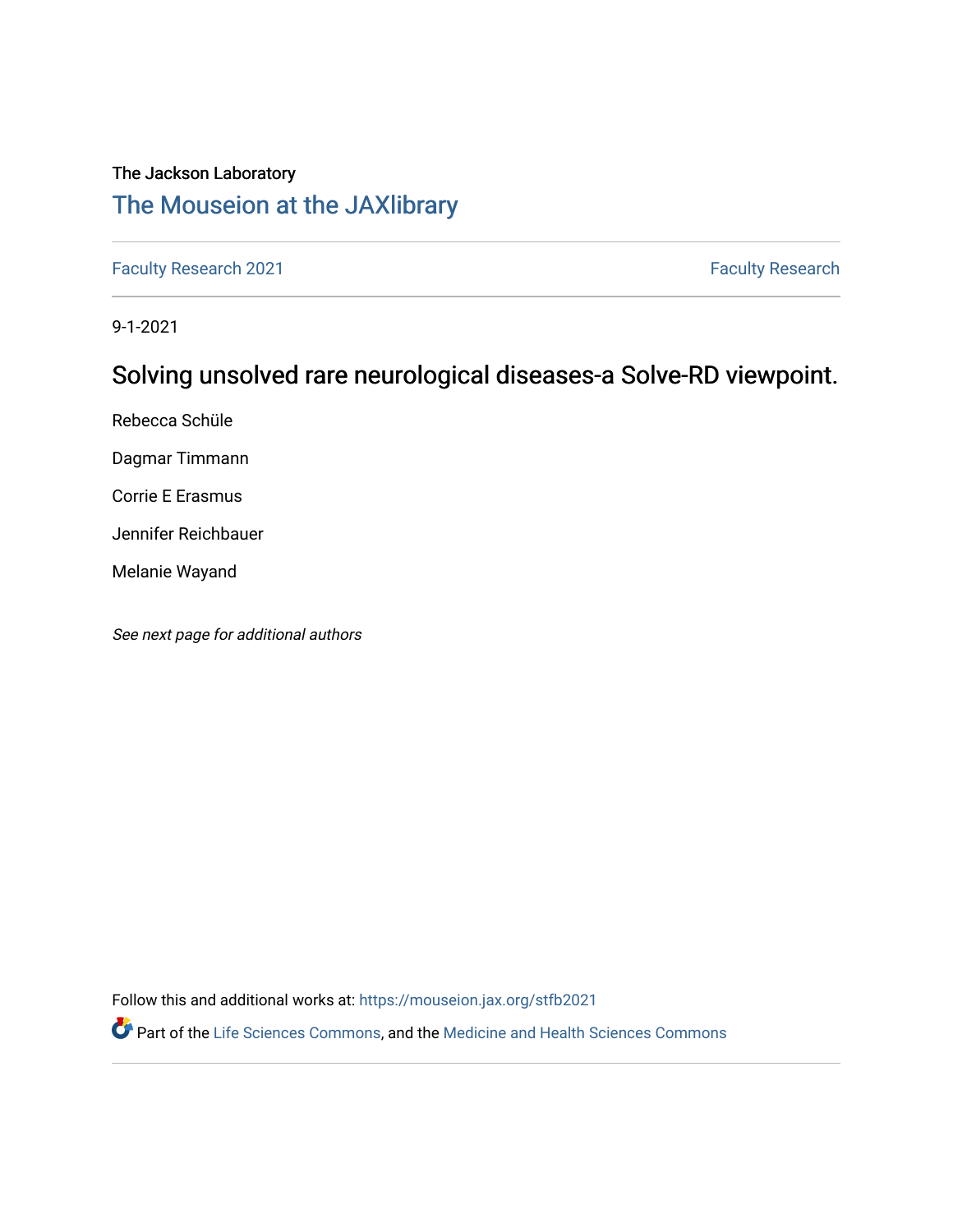The Jackson Laboratory

# The Mouseion at the JAXlibrary

Faculty Research 2021 | Faculty Research

9-1-2021

## Solving unsolved rare neurological diseases-a Solve-RD viewpoint.

Rebecca Schüle

Dagmar Timmann

Corrie E Erasmus

Jennifer Reichbauer

Melanie Wayand

*See next page for additional authors*

Follow this and additional works at: https://mouseion.jax.org/stfb2021

Part of the Life Sciences Commons, and the Medicine and Health Sciences Commons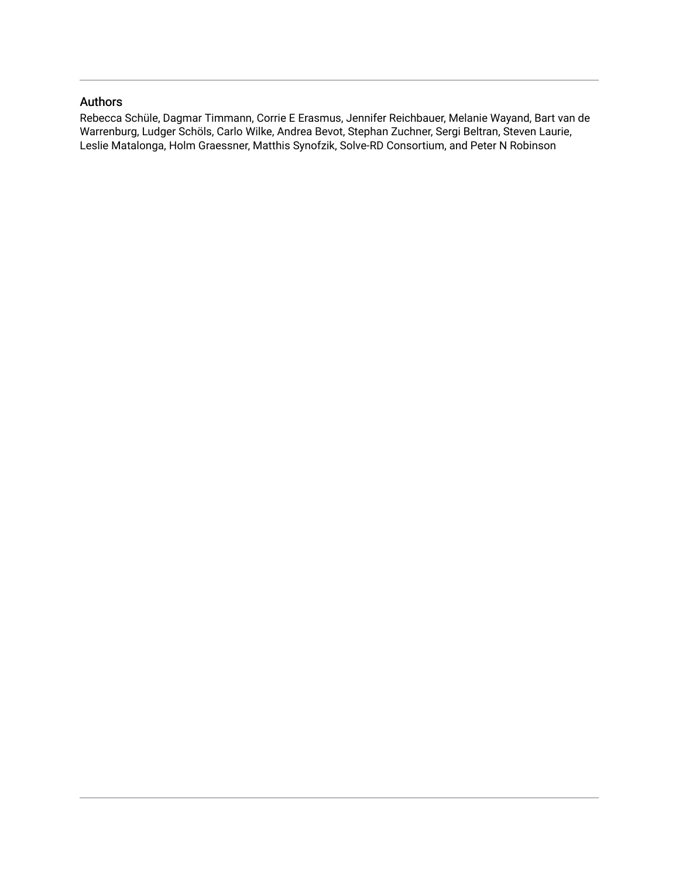## Authors

Rebecca Schüle, Dagmar Timmann, Corrie E Erasmus, Jennifer Reichbauer, Melanie Wayand, Bart van de Warrenburg, Ludger Schöls, Carlo Wilke, Andrea Bevot, Stephan Zuchner, Sergi Beltran, Steven Laurie, Leslie Matalonga, Holm Graessner, Matthis Synofzik, Solve-RD Consortium, and Peter N Robinson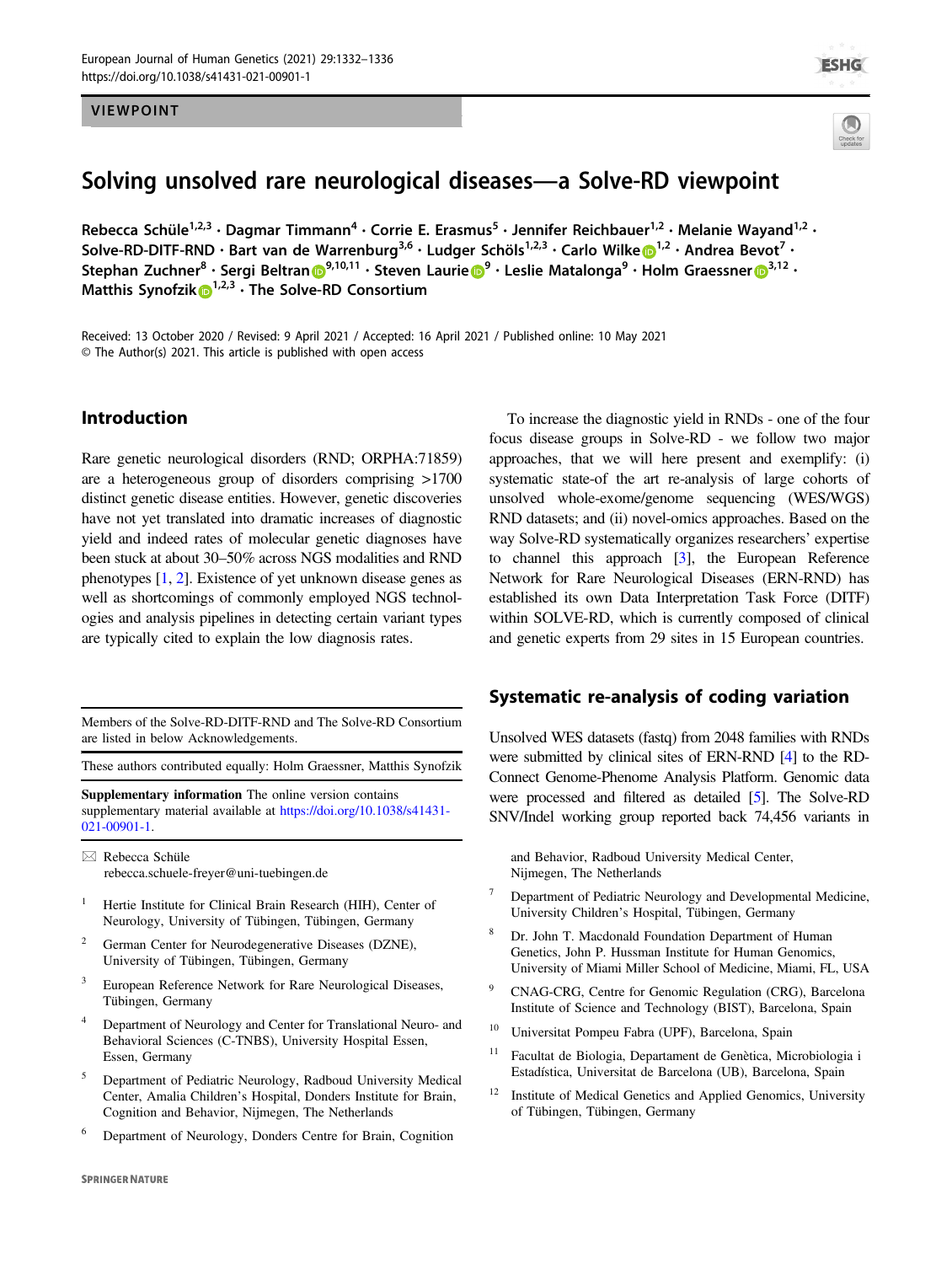VIEWPOINT

# Solving unsolved rare neurological diseases—a Solve-RD viewpoint

Rebecca Schüle[1,2,3] · Dagmar Timmann[4] · Corrie E. Erasmus[5] · Jennifer Reichbauer[1,2] · Melanie Wayand[1,2] · Solve-RD-DITF-RND · Bart van de Warrenburg[3,6] · Ludger Schöls[1,2,3] · Carlo Wilke[1,2] · Andrea Bevot[7] · Stephan Zuchner[8] · Sergi Beltran[9,10,11] · Steven Laurie[9] · Leslie Matalonga[9] · Holm Graessner[3,12] · Matthis Synofzik[1,2,3] · The Solve-RD Consortium

Received: 13 October 2020 / Revised: 9 April 2021 / Accepted: 16 April 2021 / Published online: 10 May 2021
© The Author(s) 2021. This article is published with open access

## Introduction

Rare genetic neurological disorders (RND; ORPHA:71859) are a heterogeneous group of disorders comprising >1700 distinct genetic disease entities. However, genetic discoveries have not yet translated into dramatic increases of diagnostic yield and indeed rates of molecular genetic diagnoses have been stuck at about 30–50% across NGS modalities and RND phenotypes [1, 2]. Existence of yet unknown disease genes as well as shortcomings of commonly employed NGS technologies and analysis pipelines in detecting certain variant types are typically cited to explain the low diagnosis rates.

To increase the diagnostic yield in RNDs - one of the four focus disease groups in Solve-RD - we follow two major approaches, that we will here present and exemplify: (i) systematic state-of the art re-analysis of large cohorts of unsolved whole-exome/genome sequencing (WES/WGS) RND datasets; and (ii) novel-omics approaches. Based on the way Solve-RD systematically organizes researchers' expertise to channel this approach [3], the European Reference Network for Rare Neurological Diseases (ERN-RND) has established its own Data Interpretation Task Force (DITF) within SOLVE-RD, which is currently composed of clinical and genetic experts from 29 sites in 15 European countries.

## Systematic re-analysis of coding variation

Unsolved WES datasets (fastq) from 2048 families with RNDs were submitted by clinical sites of ERN-RND [4] to the RD-Connect Genome-Phenome Analysis Platform. Genomic data were processed and filtered as detailed [5]. The Solve-RD SNV/Indel working group reported back 74,456 variants in

---

Members of the Solve-RD-DITF-RND and The Solve-RD Consortium are listed in below Acknowledgements.

These authors contributed equally: Holm Graessner, Matthis Synofzik

**Supplementary information** The online version contains supplementary material available at https://doi.org/10.1038/s41431-021-00901-1.

✉ Rebecca Schüle
rebecca.schuele-freyer@uni-tuebingen.de

1. Hertie Institute for Clinical Brain Research (HIH), Center of Neurology, University of Tübingen, Tübingen, Germany
2. German Center for Neurodegenerative Diseases (DZNE), University of Tübingen, Tübingen, Germany
3. European Reference Network for Rare Neurological Diseases, Tübingen, Germany
4. Department of Neurology and Center for Translational Neuro- and Behavioral Sciences (C-TNBS), University Hospital Essen, Essen, Germany
5. Department of Pediatric Neurology, Radboud University Medical Center, Amalia Children's Hospital, Donders Institute for Brain, Cognition and Behavior, Nijmegen, The Netherlands
6. Department of Neurology, Donders Centre for Brain, Cognition and Behavior, Radboud University Medical Center, Nijmegen, The Netherlands
7. Department of Pediatric Neurology and Developmental Medicine, University Children's Hospital, Tübingen, Germany
8. Dr. John T. Macdonald Foundation Department of Human Genetics, John P. Hussman Institute for Human Genomics, University of Miami Miller School of Medicine, Miami, FL, USA
9. CNAG-CRG, Centre for Genomic Regulation (CRG), Barcelona Institute of Science and Technology (BIST), Barcelona, Spain
10. Universitat Pompeu Fabra (UPF), Barcelona, Spain
11. Facultat de Biologia, Departament de Genètica, Microbiologia i Estadística, Universitat de Barcelona (UB), Barcelona, Spain
12. Institute of Medical Genetics and Applied Genomics, University of Tübingen, Tübingen, Germany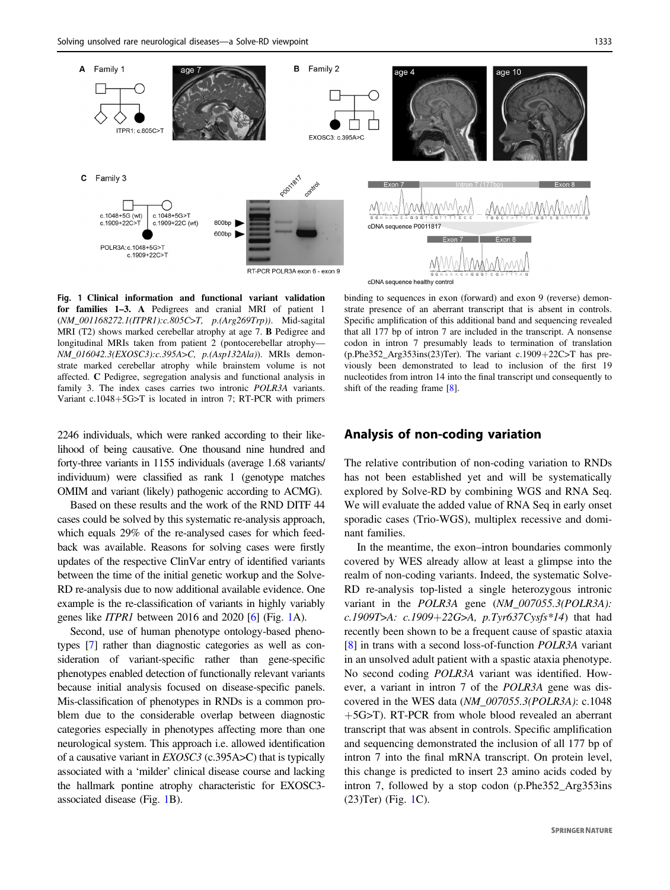**Fig. 1 Clinical information and functional variant validation for families 1–3. A** Pedigrees and cranial MRI of patient 1 (*NM_001168272.1(ITPR1):c.805C>T, p.(Arg269Trp))*. Mid-sagital MRI (T2) shows marked cerebellar atrophy at age 7. **B** Pedigree and longitudinal MRIs taken from patient 2 (pontocerebellar atrophy—*NM_016042.3(EXOSC3):c.395A>C, p.(Asp132Ala))*. MRIs demonstrate marked cerebellar atrophy while brainstem volume is not affected. **C** Pedigree, segregation analysis and functional analysis in family 3. The index cases carries two intronic *POLR3A* variants. Variant c.1048+5G>T is located in intron 7; RT-PCR with primers binding to sequences in exon (forward) and exon 9 (reverse) demonstrate presence of an aberrant transcript that is absent in controls. Specific amplification of this additional band and sequencing revealed that all 177 bp of intron 7 are included in the transcript. A nonsense codon in intron 7 presumably leads to termination of translation (p.Phe352_Arg353ins(23)Ter). The variant c.1909+22C>T has previously been demonstrated to lead to inclusion of the first 19 nucleotides from intron 14 into the final transcript und consequently to shift of the reading frame [8].

2246 individuals, which were ranked according to their likelihood of being causative. One thousand nine hundred and forty-three variants in 1155 individuals (average 1.68 variants/individuum) were classified as rank 1 (genotype matches OMIM and variant (likely) pathogenic according to ACMG).

Based on these results and the work of the RND DITF 44 cases could be solved by this systematic re-analysis approach, which equals 29% of the re-analysed cases for which feedback was available. Reasons for solving cases were firstly updates of the respective ClinVar entry of identified variants between the time of the initial genetic workup and the Solve-RD re-analysis due to now additional available evidence. One example is the re-classification of variants in highly variably genes like *ITPR1* between 2016 and 2020 [6] (Fig. 1A).

Second, use of human phenotype ontology-based phenotypes [7] rather than diagnostic categories as well as consideration of variant-specific rather than gene-specific phenotypes enabled detection of functionally relevant variants because initial analysis focused on disease-specific panels. Mis-classification of phenotypes in RNDs is a common problem due to the considerable overlap between diagnostic categories especially in phenotypes affecting more than one neurological system. This approach i.e. allowed identification of a causative variant in *EXOSC3* (c.395A>C) that is typically associated with a 'milder' clinical disease course and lacking the hallmark pontine atrophy characteristic for EXOSC3-associated disease (Fig. 1B).

## Analysis of non-coding variation

The relative contribution of non-coding variation to RNDs has not been established yet and will be systematically explored by Solve-RD by combining WGS and RNA Seq. We will evaluate the added value of RNA Seq in early onset sporadic cases (Trio-WGS), multiplex recessive and dominant families.

In the meantime, the exon–intron boundaries commonly covered by WES already allow at least a glimpse into the realm of non-coding variants. Indeed, the systematic Solve-RD re-analysis top-listed a single heterozygous intronic variant in the *POLR3A* gene (*NM_007055.3(POLR3A): c.1909T>A: c.1909+22G>A, p.Tyr637Cysfs*14*) that had recently been shown to be a frequent cause of spastic ataxia [8] in trans with a second loss-of-function *POLR3A* variant in an unsolved adult patient with a spastic ataxia phenotype. No second coding *POLR3A* variant was identified. However, a variant in intron 7 of the *POLR3A* gene was discovered in the WES data (*NM_007055.3(POLR3A)*: c.1048+5G>T). RT-PCR from whole blood revealed an aberrant transcript that was absent in controls. Specific amplification and sequencing demonstrated the inclusion of all 177 bp of intron 7 into the final mRNA transcript. On protein level, this change is predicted to insert 23 amino acids coded by intron 7, followed by a stop codon (p.Phe352_Arg353ins(23)Ter) (Fig. 1C).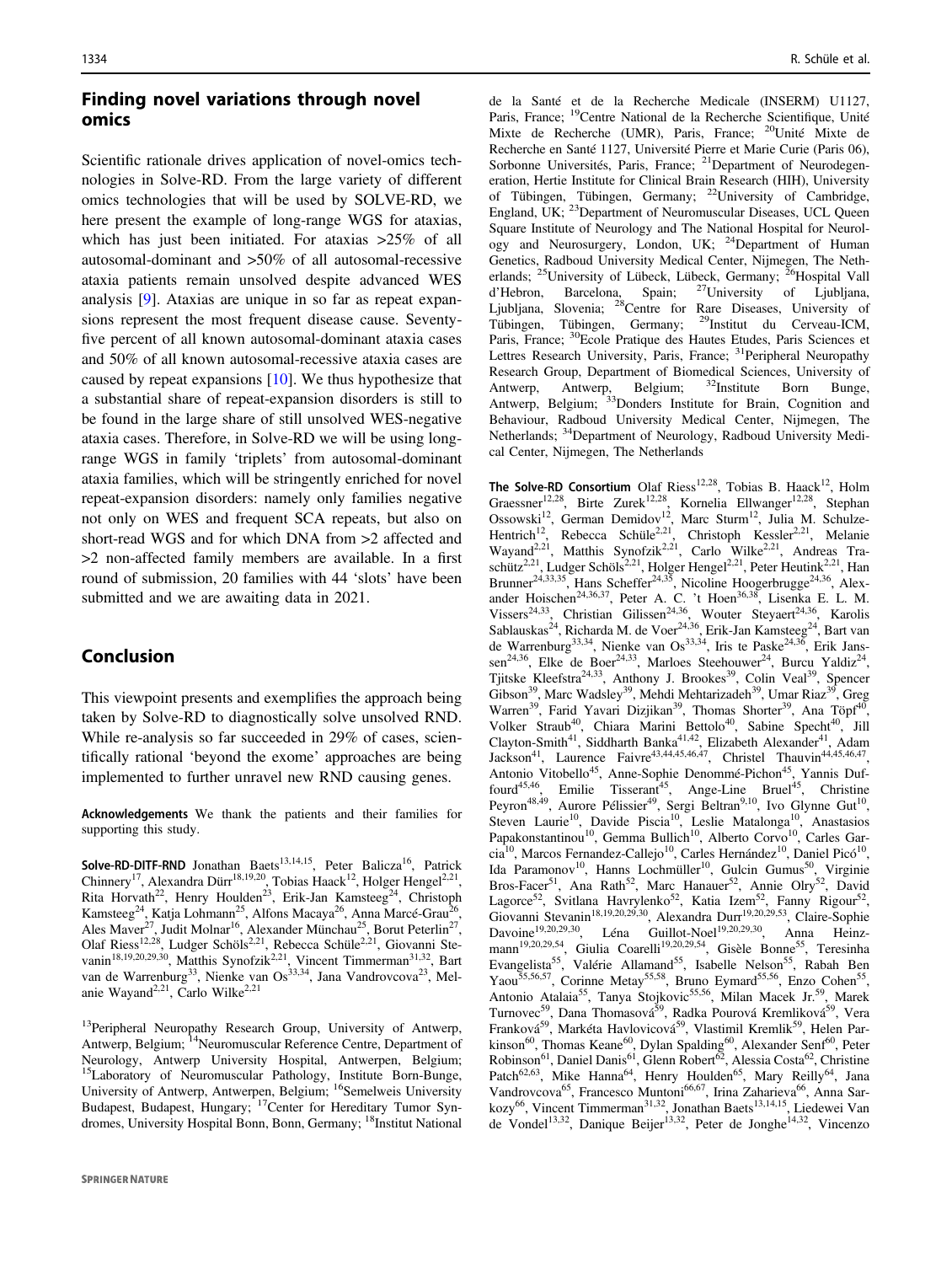## Finding novel variations through novel omics

Scientific rationale drives application of novel-omics technologies in Solve-RD. From the large variety of different omics technologies that will be used by SOLVE-RD, we here present the example of long-range WGS for ataxias, which has just been initiated. For ataxias >25% of all autosomal-dominant and >50% of all autosomal-recessive ataxia patients remain unsolved despite advanced WES analysis [9]. Ataxias are unique in so far as repeat expansions represent the most frequent disease cause. Seventy-five percent of all known autosomal-dominant ataxia cases and 50% of all known autosomal-recessive ataxia cases are caused by repeat expansions [10]. We thus hypothesize that a substantial share of repeat-expansion disorders is still to be found in the large share of still unsolved WES-negative ataxia cases. Therefore, in Solve-RD we will be using long-range WGS in family 'triplets' from autosomal-dominant ataxia families, which will be stringently enriched for novel repeat-expansion disorders: namely only families negative not only on WES and frequent SCA repeats, but also on short-read WGS and for which DNA from >2 affected and >2 non-affected family members are available. In a first round of submission, 20 families with 44 'slots' have been submitted and we are awaiting data in 2021.

## Conclusion

This viewpoint presents and exemplifies the approach being taken by Solve-RD to diagnostically solve unsolved RND. While re-analysis so far succeeded in 29% of cases, scientifically rational 'beyond the exome' approaches are being implemented to further unravel new RND causing genes.

**Acknowledgements** We thank the patients and their families for supporting this study.

**Solve-RD-DITF-RND** Jonathan Baets[13,14,15], Peter Balicza[16], Patrick Chinnery[17], Alexandra Dürr[18,19,20], Tobias Haack[12], Holger Hengel[2,21], Rita Horvath[22], Henry Houlden[23], Erik-Jan Kamsteeg[24], Christoph Kamsteeg[24], Katja Lohmann[25], Alfons Macaya[26], Anna Marcé-Grau[26], Ales Maver[27], Judit Molnar[16], Alexander Münchau[25], Borut Peterlin[27], Olaf Riess[12,28], Ludger Schöls[2,21], Rebecca Schüle[2,21], Giovanni Stevanin[18,19,20,29,30], Matthis Synofzik[2,21], Vincent Timmerman[31,32], Bart van de Warrenburg[33], Nienke van Os[33,34], Jana Vandrovcova[23], Melanie Wayand[2,21], Carlo Wilke[2,21]

[13]Peripheral Neuropathy Research Group, University of Antwerp, Antwerp, Belgium; [14]Neuromuscular Reference Centre, Department of Neurology, Antwerp University Hospital, Antwerpen, Belgium; [15]Laboratory of Neuromuscular Pathology, Institute Born-Bunge, University of Antwerp, Antwerpen, Belgium; [16]Semelweis University Budapest, Budapest, Hungary; [17]Center for Hereditary Tumor Syndromes, University Hospital Bonn, Bonn, Germany; [18]Institut National de la Santé et de la Recherche Medicale (INSERM) U1127, Paris, France; [19]Centre National de la Recherche Scientifique, Unité Mixte de Recherche (UMR), Paris, France; [20]Unité Mixte de Recherche en Santé 1127, Université Pierre et Marie Curie (Paris 06), Sorbonne Universités, Paris, France; [21]Department of Neurodegeneration, Hertie Institute for Clinical Brain Research (HIH), University of Tübingen, Tübingen, Germany; [22]University of Cambridge, England, UK; [23]Department of Neuromuscular Diseases, UCL Queen Square Institute of Neurology and The National Hospital for Neurology and Neurosurgery, London, UK; [24]Department of Human Genetics, Radboud University Medical Center, Nijmegen, The Netherlands; [25]University of Lübeck, Lübeck, Germany; [26]Hospital Vall d'Hebron, Barcelona, Spain; [27]University of Ljubljana, Ljubljana, Slovenia; [28]Centre for Rare Diseases, University of Tübingen, Tübingen, Germany; [29]Institut du Cerveau-ICM, Paris, France; [30]Ecole Pratique des Hautes Etudes, Paris Sciences et Lettres Research University, Paris, France; [31]Peripheral Neuropathy Research Group, Department of Biomedical Sciences, University of Antwerp, Antwerp, Belgium; [32]Institute Born Bunge, Antwerp, Belgium; [33]Donders Institute for Brain, Cognition and Behaviour, Radboud University Medical Center, Nijmegen, The Netherlands; [34]Department of Neurology, Radboud University Medical Center, Nijmegen, The Netherlands

**The Solve-RD Consortium** Olaf Riess[12,28], Tobias B. Haack[12], Holm Graessner[12,28], Birte Zurek[12,28], Kornelia Ellwanger[12,28], Stephan Ossowski[12], German Demidov[12], Marc Sturm[12], Julia M. Schulze-Hentrich[12], Rebecca Schüle[2,21], Christoph Kessler[2,21], Melanie Wayand[2,21], Matthis Synofzik[2,21], Carlo Wilke[2,21], Andreas Traschütz[2,21], Ludger Schöls[2,21], Holger Hengel[2,21], Peter Heutink[2,21], Han Brunner[24,33,35], Hans Scheffer[24,35], Nicoline Hoogerbrugge[24,36], Alexander Hoischen[24,36,37], Peter A. C. 't Hoen[36,38], Lisenka E. L. M. Vissers[24,33], Christian Gilissen[24,36], Wouter Steyaert[24,36], Karolis Sablauskas[24], Richarda M. de Voer[24,36], Erik-Jan Kamsteeg[24], Bart van de Warrenburg[33,34], Nienke van Os[33,34], Iris te Paske[24,36], Erik Janssen[24,36], Elke de Boer[24,33], Marloes Steehouwer[24], Burcu Yaldiz[24], Tjitske Kleefstra[24,33], Anthony J. Brookes[39], Colin Veal[39], Spencer Gibson[39], Marc Wadsley[39], Mehdi Mehtarizadeh[39], Umar Riaz[39], Greg Warren[39], Farid Yavari Dizjikan[39], Thomas Shorter[39], Ana Töpf[40], Volker Straub[40], Chiara Marini Bettolo[40], Sabine Specht[40], Jill Clayton-Smith[41], Siddharth Banka[41,42], Elizabeth Alexander[41], Adam Jackson[41], Laurence Faivre[43,44,45,46,47], Christel Thauvin[44,45,46,47], Antonio Vitobello[45], Anne-Sophie Denommé-Pichon[45], Yannis Duffourd[45,46], Emilie Tisserant[45], Ange-Line Bruel[45], Christine Peyron[48,49], Aurore Pélissier[49], Sergi Beltran[9,10], Ivo Glynne Gut[10], Steven Laurie[10], Davide Piscia[10], Leslie Matalonga[10], Anastasios Papakonstantinou[10], Gemma Bullich[10], Alberto Corvo[10], Carles Garcia[10], Marcos Fernandez-Callejo[10], Carles Hernández[10], Daniel Picó[10], Ida Paramonov[10], Hanns Lochmüller[10], Gulcin Gumus[50], Virginie Bros-Facer[51], Ana Rath[52], Marc Hanauer[52], Annie Olry[52], David Lagorce[52], Svitlana Havrylenko[52], Katia Izem[52], Fanny Rigour[52], Giovanni Stevanin[18,19,20,29,30], Alexandra Durr[19,20,29,53], Claire-Sophie Davoine[19,20,29,30], Léna Guillot-Noel[19,20,29,30], Anna Heinzmann[19,20,29,54], Giulia Coarelli[19,20,29,54], Gisèle Bonne[55], Teresinha Evangelista[55], Valérie Allamand[55], Isabelle Nelson[55], Rabah Ben Yaou[55,56,57], Corinne Metay[55,58], Bruno Eymard[55,56], Enzo Cohen[55], Antonio Atalaia[55], Tanya Stojkovic[55,56], Milan Macek Jr.[59], Marek Turnovec[59], Dana Thomasová[59], Radka Pourová Kremliková[59], Vera Franková[59], Markéta Havlovicová[59], Vlastimil Kremlík[59], Helen Parkinson[60], Thomas Keane[60], Dylan Spalding[60], Alexander Senf[60], Peter Robinson[61], Daniel Danis[61], Glenn Robert[62], Alessia Costa[62], Christine Patch[62,63], Mike Hanna[64], Henry Houlden[65], Mary Reilly[64], Jana Vandrovcova[65], Francesco Muntoni[66,67], Irina Zaharieva[66], Anna Sarkozy[66], Vincent Timmerman[31,32], Jonathan Baets[13,14,15], Liedewei Van de Vondel[13,32], Danique Beijer[13,32], Peter de Jonghe[14,32], Vincenzo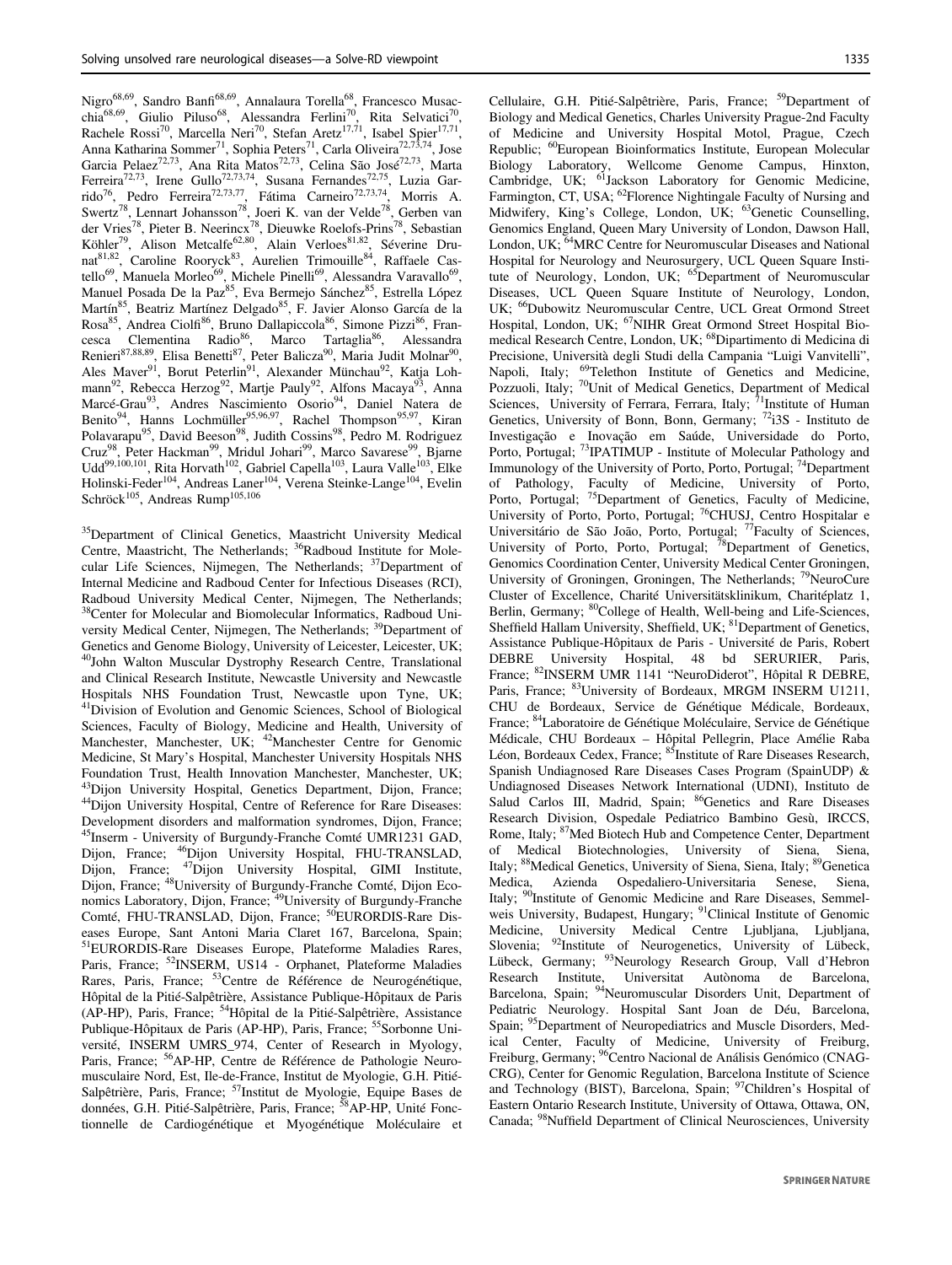Nigro[68,69], Sandro Banfi[68,69], Annalaura Torella[68], Francesco Musacchia[68,69], Giulio Piluso[68], Alessandra Ferlini[70], Rita Selvatici[70], Rachele Rossi[70], Marcella Neri[70], Stefan Aretz[17,71], Isabel Spier[17,71], Anna Katharina Sommer[71], Sophia Peters[71], Carla Oliveira[72,73,74], Jose Garcia Pelaez[72,73], Ana Rita Matos[72,73], Celina São José[72,73], Marta Ferreira[72,73], Irene Gullo[72,73,74], Susana Fernandes[72,75], Luzia Garrido[76], Pedro Ferreira[72,73,77], Fátima Carneiro[72,73,74], Morris A. Swertz[78], Lennart Johansson[78], Joeri K. van der Velde[78], Gerben van der Vries[78], Pieter B. Neerincx[78], Dieuwke Roelofs-Prins[78], Sebastian Köhler[79], Alison Metcalfe[62,80], Alain Verloes[81,82], Séverine Drunat[81,82], Caroline Rooryck[83], Aurelien Trimouille[84], Raffaele Castello[69], Manuela Morleo[69], Michele Pinelli[69], Alessandra Varavallo[69], Manuel Posada De la Paz[85], Eva Bermejo Sánchez[85], Estrella López Martín[85], Beatriz Martínez Delgado[85], F. Javier Alonso García de la Rosa[85], Andrea Ciolfi[86], Bruno Dallapiccola[86], Simone Pizzi[86], Francesca Clementina Radio[86], Marco Tartaglia[86], Alessandra Renieri[87,88,89], Elisa Benetti[87], Peter Balicza[90], Maria Judit Molnar[90], Ales Maver[91], Borut Peterlin[91], Alexander Münchau[92], Katja Lohmann[92], Rebecca Herzog[92], Martje Pauly[92], Alfons Macaya[93], Anna Marcé-Grau[93], Andres Nascimiento Osorio[94], Daniel Natera de Benito[94], Hanns Lochmüller[95,96,97], Rachel Thompson[95,97], Kiran Polavarapu[95], David Beeson[98], Judith Cossins[98], Pedro M. Rodriguez Cruz[98], Peter Hackman[99], Mridul Johari[99], Marco Savarese[99], Bjarne Udd[99,100,101], Rita Horvath[102], Gabriel Capella[103], Laura Valle[103], Elke Holinski-Feder[104], Andreas Laner[104], Verena Steinke-Lange[104], Evelin Schröck[105], Andreas Rump[105,106]

[35]Department of Clinical Genetics, Maastricht University Medical Centre, Maastricht, The Netherlands; [36]Radboud Institute for Molecular Life Sciences, Nijmegen, The Netherlands; [37]Department of Internal Medicine and Radboud Center for Infectious Diseases (RCI), Radboud University Medical Center, Nijmegen, The Netherlands; [38]Center for Molecular and Biomolecular Informatics, Radboud University Medical Center, Nijmegen, The Netherlands; [39]Department of Genetics and Genome Biology, University of Leicester, Leicester, UK; [40]John Walton Muscular Dystrophy Research Centre, Translational and Clinical Research Institute, Newcastle University and Newcastle Hospitals NHS Foundation Trust, Newcastle upon Tyne, UK; [41]Division of Evolution and Genomic Sciences, School of Biological Sciences, Faculty of Biology, Medicine and Health, University of Manchester, Manchester, UK; [42]Manchester Centre for Genomic Medicine, St Mary's Hospital, Manchester University Hospitals NHS Foundation Trust, Health Innovation Manchester, Manchester, UK; [43]Dijon University Hospital, Genetics Department, Dijon, France; [44]Dijon University Hospital, Centre of Reference for Rare Diseases: Development disorders and malformation syndromes, Dijon, France; [45]Inserm - University of Burgundy-Franche Comté UMR1231 GAD, Dijon, France; [46]Dijon University Hospital, FHU-TRANSLAD, Dijon, France; [47]Dijon University Hospital, GIMI Institute, Dijon, France; [48]University of Burgundy-Franche Comté, Dijon Economics Laboratory, Dijon, France; [49]University of Burgundy-Franche Comté, FHU-TRANSLAD, Dijon, France; [50]EURORDIS-Rare Diseases Europe, Sant Antoni Maria Claret 167, Barcelona, Spain; [51]EURORDIS-Rare Diseases Europe, Plateforme Maladies Rares, Paris, France; [52]INSERM, US14 - Orphanet, Plateforme Maladies Rares, Paris, France; [53]Centre de Référence de Neurogénétique, Hôpital de la Pitié-Salpêtrière, Assistance Publique-Hôpitaux de Paris (AP-HP), Paris, France; [54]Hôpital de la Pitié-Salpêtrière, Assistance Publique-Hôpitaux de Paris (AP-HP), Paris, France; [55]Sorbonne Université, INSERM UMRS_974, Center of Research in Myology, Paris, France; [56]AP-HP, Centre de Référence de Pathologie Neuromusculaire Nord, Est, Ile-de-France, Institut de Myologie, G.H. Pitié-Salpêtrière, Paris, France; [57]Institut de Myologie, Equipe Bases de données, G.H. Pitié-Salpêtrière, Paris, France; [58]AP-HP, Unité Fonctionnelle de Cardiogénétique et Myogénétique Moléculaire et Cellulaire, G.H. Pitié-Salpêtrière, Paris, France; [59]Department of Biology and Medical Genetics, Charles University Prague-2nd Faculty of Medicine and University Hospital Motol, Prague, Czech Republic; [60]European Bioinformatics Institute, European Molecular Biology Laboratory, Wellcome Genome Campus, Hinxton, Cambridge, UK; [61]Jackson Laboratory for Genomic Medicine, Farmington, CT, USA; [62]Florence Nightingale Faculty of Nursing and Midwifery, King's College, London, UK; [63]Genetic Counselling, Genomics England, Queen Mary University of London, Dawson Hall, London, UK; [64]MRC Centre for Neuromuscular Diseases and National Hospital for Neurology and Neurosurgery, UCL Queen Square Institute of Neurology, London, UK; [65]Department of Neuromuscular Diseases, UCL Queen Square Institute of Neurology, London, UK; [66]Dubowitz Neuromuscular Centre, UCL Great Ormond Street Hospital, London, UK; [67]NIHR Great Ormond Street Hospital Biomedical Research Centre, London, UK; [68]Dipartimento di Medicina di Precisione, Università degli Studi della Campania "Luigi Vanvitelli", Napoli, Italy; [69]Telethon Institute of Genetics and Medicine, Pozzuoli, Italy; [70]Unit of Medical Genetics, Department of Medical Sciences, University of Ferrara, Ferrara, Italy; [71]Institute of Human Genetics, University of Bonn, Bonn, Germany; [72]i3S - Instituto de Investigação e Inovação em Saúde, Universidade do Porto, Porto, Portugal; [73]IPATIMUP - Institute of Molecular Pathology and Immunology of the University of Porto, Porto, Portugal; [74]Department of Pathology, Faculty of Medicine, University of Porto, Porto, Portugal; [75]Department of Genetics, Faculty of Medicine, University of Porto, Porto, Portugal; [76]CHUSJ, Centro Hospitalar e Universitário de São João, Porto, Portugal; [77]Faculty of Sciences, University of Porto, Porto, Portugal; [78]Department of Genetics, Genomics Coordination Center, University Medical Center Groningen, University of Groningen, Groningen, The Netherlands; [79]NeuroCure Cluster of Excellence, Charité Universitätsklinikum, Charitéplatz 1, Berlin, Germany; [80]College of Health, Well-being and Life-Sciences, Sheffield Hallam University, Sheffield, UK; [81]Department of Genetics, Assistance Publique-Hôpitaux de Paris - Université de Paris, Robert DEBRE University Hospital, 48 bd SERURIER, Paris, France; [82]INSERM UMR 1141 "NeuroDiderot", Hôpital R DEBRE, Paris, France; [83]University of Bordeaux, MRGM INSERM U1211, CHU de Bordeaux, Service de Génétique Médicale, Bordeaux, France; [84]Laboratoire de Génétique Moléculaire, Service de Génétique Médicale, CHU Bordeaux – Hôpital Pellegrin, Place Amélie Raba Léon, Bordeaux Cedex, France; [85]Institute of Rare Diseases Research, Spanish Undiagnosed Rare Diseases Cases Program (SpainUDP) & Undiagnosed Diseases Network International (UDNI), Instituto de Salud Carlos III, Madrid, Spain; [86]Genetics and Rare Diseases Research Division, Ospedale Pediatrico Bambino Gesù, IRCCS, Rome, Italy; [87]Med Biotech Hub and Competence Center, Department of Medical Biotechnologies, University of Siena, Siena, Italy; [88]Medical Genetics, University of Siena, Siena, Italy; [89]Genetica Medica, Azienda Ospedaliero-Universitaria Senese, Siena, Italy; [90]Institute of Genomic Medicine and Rare Diseases, Semmelweis University, Budapest, Hungary; [91]Clinical Institute of Genomic Medicine, University Medical Centre Ljubljana, Ljubljana, Slovenia; [92]Institute of Neurogenetics, University of Lübeck, Lübeck, Germany; [93]Neurology Research Group, Vall d'Hebron Research Institute, Universitat Autònoma de Barcelona, Barcelona, Spain; [94]Neuromuscular Disorders Unit, Department of Pediatric Neurology. Hospital Sant Joan de Déu, Barcelona, Spain; [95]Department of Neuropediatrics and Muscle Disorders, Medical Center, Faculty of Medicine, University of Freiburg, Freiburg, Germany; [96]Centro Nacional de Análisis Genómico (CNAG-CRG), Center for Genomic Regulation, Barcelona Institute of Science and Technology (BIST), Barcelona, Spain; [97]Children's Hospital of Eastern Ontario Research Institute, University of Ottawa, Ottawa, ON, Canada; [98]Nuffield Department of Clinical Neurosciences, University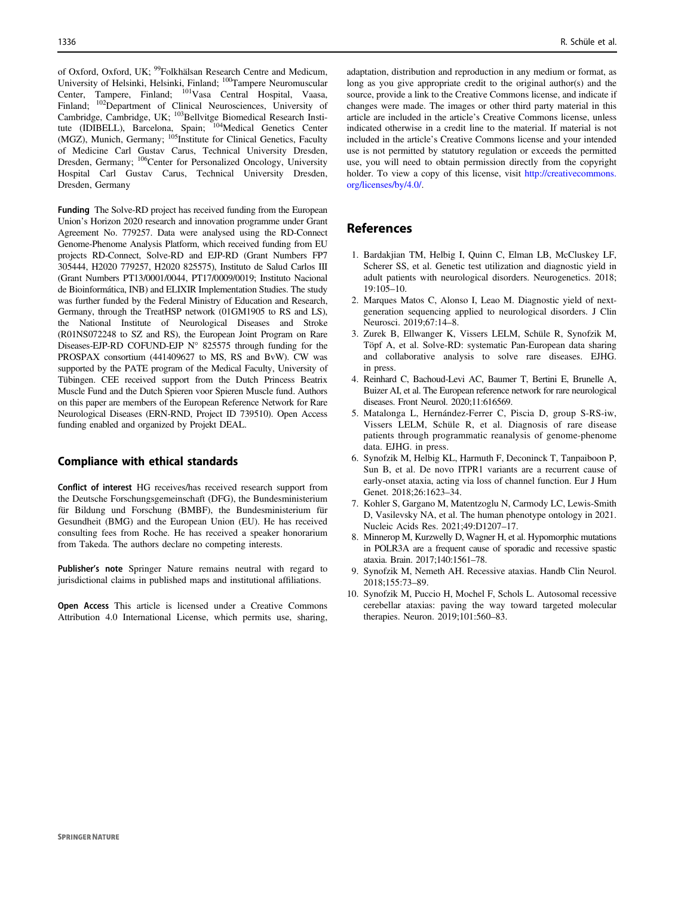of Oxford, Oxford, UK; [99]Folkhälsan Research Centre and Medicum, University of Helsinki, Helsinki, Finland; [100]Tampere Neuromuscular Center, Tampere, Finland; [101]Vasa Central Hospital, Vaasa, Finland; [102]Department of Clinical Neurosciences, University of Cambridge, Cambridge, UK; [103]Bellvitge Biomedical Research Institute (IDIBELL), Barcelona, Spain; [104]Medical Genetics Center (MGZ), Munich, Germany; [105]Institute for Clinical Genetics, Faculty of Medicine Carl Gustav Carus, Technical University Dresden, Dresden, Germany; [106]Center for Personalized Oncology, University Hospital Carl Gustav Carus, Technical University Dresden, Dresden, Germany

**Funding** The Solve-RD project has received funding from the European Union's Horizon 2020 research and innovation programme under Grant Agreement No. 779257. Data were analysed using the RD-Connect Genome-Phenome Analysis Platform, which received funding from EU projects RD-Connect, Solve-RD and EJP-RD (Grant Numbers FP7 305444, H2020 779257, H2020 825575), Instituto de Salud Carlos III (Grant Numbers PT13/0001/0044, PT17/0009/0019; Instituto Nacional de Bioinformática, INB) and ELIXIR Implementation Studies. The study was further funded by the Federal Ministry of Education and Research, Germany, through the TreatHSP network (01GM1905 to RS and LS), the National Institute of Neurological Diseases and Stroke (R01NS072248 to SZ and RS), the European Joint Program on Rare Diseases-EJP-RD COFUND-EJP N° 825575 through funding for the PROSPAX consortium (441409627 to MS, RS and BvW). CW was supported by the PATE program of the Medical Faculty, University of Tübingen. CEE received support from the Dutch Princess Beatrix Muscle Fund and the Dutch Spieren voor Spieren Muscle fund. Authors on this paper are members of the European Reference Network for Rare Neurological Diseases (ERN-RND, Project ID 739510). Open Access funding enabled and organized by Projekt DEAL.

## Compliance with ethical standards

**Conflict of interest** HG receives/has received research support from the Deutsche Forschungsgemeinschaft (DFG), the Bundesministerium für Bildung und Forschung (BMBF), the Bundesministerium für Gesundheit (BMG) and the European Union (EU). He has received consulting fees from Roche. He has received a speaker honorarium from Takeda. The authors declare no competing interests.

**Publisher's note** Springer Nature remains neutral with regard to jurisdictional claims in published maps and institutional affiliations.

**Open Access** This article is licensed under a Creative Commons Attribution 4.0 International License, which permits use, sharing, adaptation, distribution and reproduction in any medium or format, as long as you give appropriate credit to the original author(s) and the source, provide a link to the Creative Commons license, and indicate if changes were made. The images or other third party material in this article are included in the article's Creative Commons license, unless indicated otherwise in a credit line to the material. If material is not included in the article's Creative Commons license and your intended use is not permitted by statutory regulation or exceeds the permitted use, you will need to obtain permission directly from the copyright holder. To view a copy of this license, visit http://creativecommons.org/licenses/by/4.0/.

## References

1. Bardakjian TM, Helbig I, Quinn C, Elman LB, McCluskey LF, Scherer SS, et al. Genetic test utilization and diagnostic yield in adult patients with neurological disorders. Neurogenetics. 2018;19:105–10.
2. Marques Matos C, Alonso I, Leao M. Diagnostic yield of next-generation sequencing applied to neurological disorders. J Clin Neurosci. 2019;67:14–8.
3. Zurek B, Ellwanger K, Vissers LELM, Schüle R, Synofzik M, Töpf A, et al. Solve-RD: systematic Pan-European data sharing and collaborative analysis to solve rare diseases. EJHG. in press.
4. Reinhard C, Bachoud-Levi AC, Baumer T, Bertini E, Brunelle A, Buizer AI, et al. The European reference network for rare neurological diseases. Front Neurol. 2020;11:616569.
5. Matalonga L, Hernández-Ferrer C, Piscia D, group S-RS-iw, Vissers LELM, Schüle R, et al. Diagnosis of rare disease patients through programmatic reanalysis of genome-phenome data. EJHG. in press.
6. Synofzik M, Helbig KL, Harmuth F, Deconinck T, Tanpaiboon P, Sun B, et al. De novo ITPR1 variants are a recurrent cause of early-onset ataxia, acting via loss of channel function. Eur J Hum Genet. 2018;26:1623–34.
7. Kohler S, Gargano M, Matentzoglu N, Carmody LC, Lewis-Smith D, Vasilevsky NA, et al. The human phenotype ontology in 2021. Nucleic Acids Res. 2021;49:D1207–17.
8. Minnerop M, Kurzwelly D, Wagner H, et al. Hypomorphic mutations in POLR3A are a frequent cause of sporadic and recessive spastic ataxia. Brain. 2017;140:1561–78.
9. Synofzik M, Nemeth AH. Recessive ataxias. Handb Clin Neurol. 2018;155:73–89.
10. Synofzik M, Puccio H, Mochel F, Schols L. Autosomal recessive cerebellar ataxias: paving the way toward targeted molecular therapies. Neuron. 2019;101:560–83.